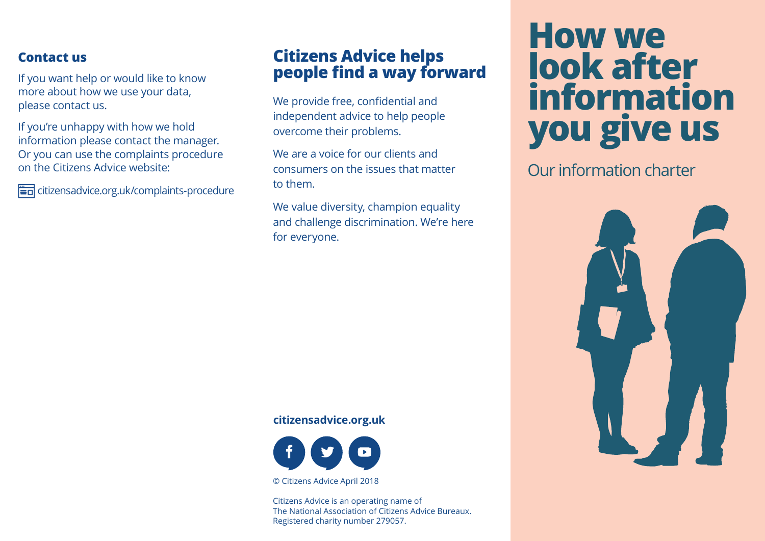# How we look after information you give us

Our information charter

## Contact us

If you want help or would like to know more about how we use your data, please contact us.

If you're unhappy with how we hold information please contact the manager. Or you can use the complaints procedure on the Citizens Advice website:

citizensadvice.org.uk/complaints-procedure

## Citizens Advice helps people find a way forward

We provide free, confidential and independent advice to help people overcome their problems.

We are a voice for our clients and consumers on the issues that matter to them.

We value diversity, champion equality and challenge discrimination. We're here for everyone.

**citizensadvice.org.uk**

© Citizens Advice April 2018

Citizens Advice is an operating name of The National Association of Citizens Advice Bureaux. Registered charity number 279057.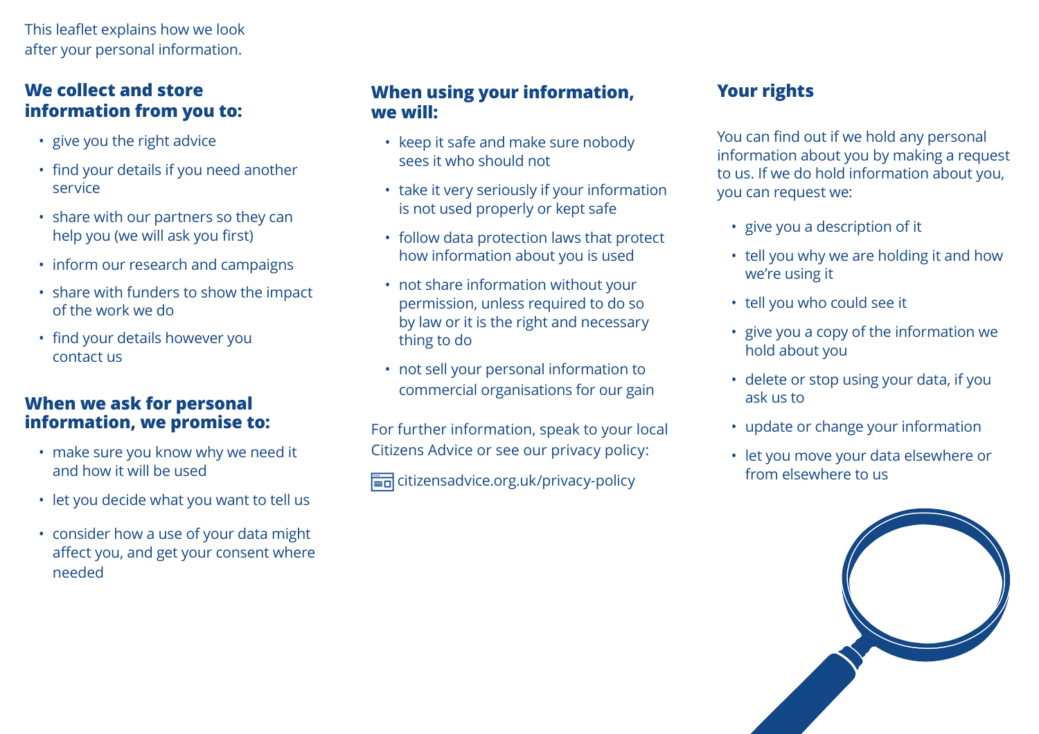This leaflet explains how we look after your personal information.

## We collect and store information from you to:

- give you the right advice
- find your details if you need another service
- share with our partners so they can help you (we will ask you first)
- inform our research and campaigns
- share with funders to show the impact of the work we do
- find your details however you contact us

## When we ask for personal information, we promise to:

- make sure you know why we need it and how it will be used
- let you decide what you want to tell us
- consider how a use of your data might affect you, and get your consent where needed

## When using your information, we will:

- keep it safe and make sure nobody sees it who should not
- take it very seriously if your information is not used properly or kept safe
- follow data protection laws that protect how information about you is used
- not share information without your permission, unless required to do so by law or it is the right and necessary thing to do
- not sell your personal information to commercial organisations for our gain

For further information, speak to your local Citizens Advice or see our privacy policy:

citizensadvice.org.uk/privacy-policy

## Your rights

You can find out if we hold any personal information about you by making a request to us. If we do hold information about you, you can request we:

- give you a description of it
- tell you why we are holding it and how we're using it
- tell you who could see it
- give you a copy of the information we hold about you
- delete or stop using your data, if you ask us to
- update or change your information
- let you move your data elsewhere or from elsewhere to us